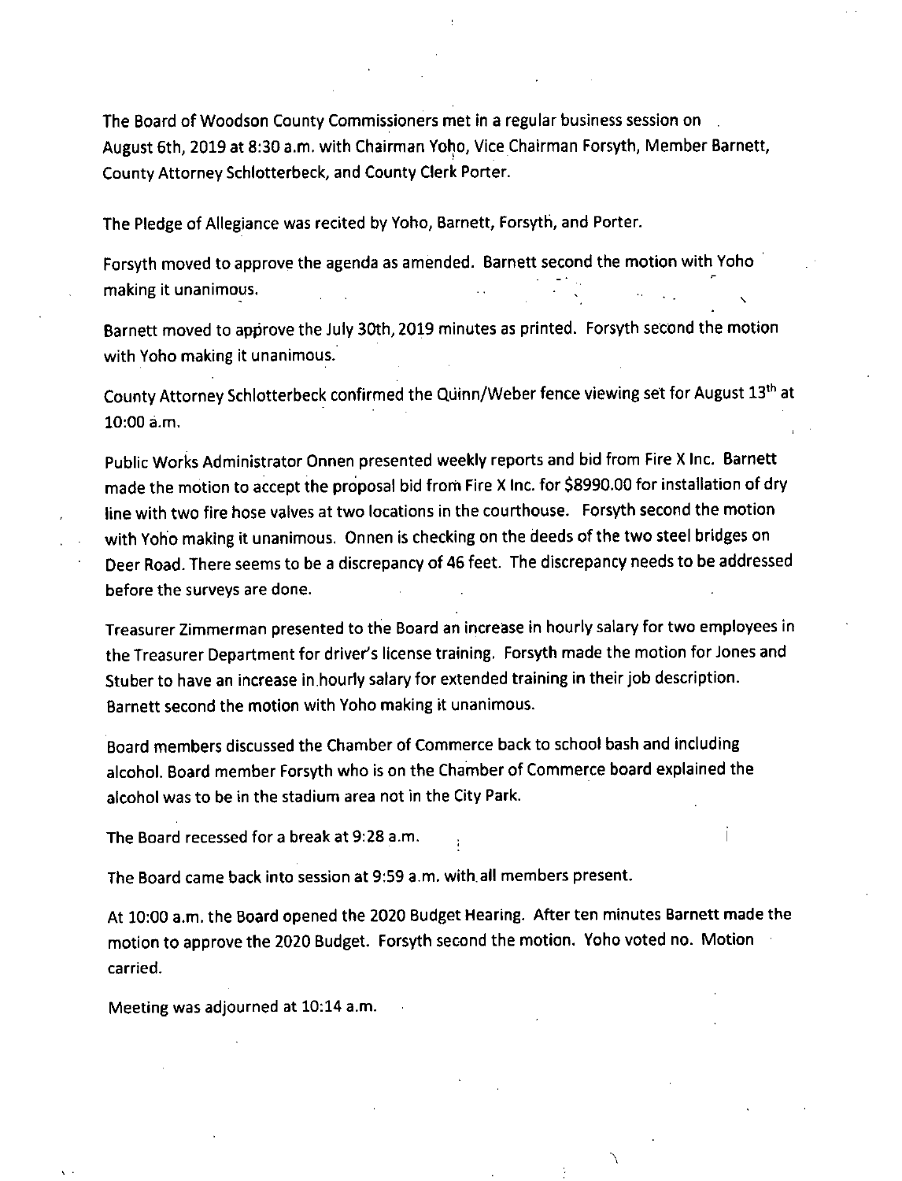The Board of Woodson County Commissioners met in a regular business session on August 6th, 2019 at 8:30 a.m. with Chairman Yoho, Vice Chairman Forsyth, Member Barnett, County Attorney Schlotterbeck, and County Clerk Porter.

The Pledge of Allegiance was recited by Yoho, Barnett, Forsyth, and Porter.

Forsyth moved to approve the agenda as amended. Barnett second the motion with Yoho making it unanimous.

Barnett moved to approve the July 30th, 2019 minutes as printed. Forsyth second the motion with Yoho making it unanimous.

County Attorney Schlotterbeck confirmed the Quinn/Weber fence viewing set for August 13th at 10:00 a.m.

Public Works Administrator Onnen presented weekly reports and bid from Fire X Inc. Barnett made the motion to accept the proposal bid from Fire X Inc. for $8990.00 for installation of dry line with two fire hose valves at two locations in the courthouse. Forsyth second the motion with Yoho making it unanimous. Onnen is checking on the deeds of the two steel bridges on Deer Road. There seems to be a discrepancy of 46 feet. The discrepancy needs to be addressed before the surveys are done.

Treasurer Zimmerman presented to the Board an increase in hourly salary for two employees in the Treasurer Department for driver's license training. Forsyth made the motion for Jones and Stuber to have an increase in hourly salary for extended training in their job description. Barnett second the motion with Yoho making it unanimous.

Board members discussed the Chamber of Commerce back to school bash and including alcohol. Board member Forsyth who is on the Chamber of Commerce board explained the alcohol was to be in the stadium area not in the City Park.

The Board recessed for a break at 9:28 a.m.

The Board came back into session at 9:59 a.m. with all members present.

At 10:00 a.m. the Board opened the 2020 Budget Hearing. After ten minutes Barnett made the motion to approve the 2020 Budget. Forsyth second the motion. Yoho voted no. Motion carried.

Meeting was adjourned at 10:14 a.m.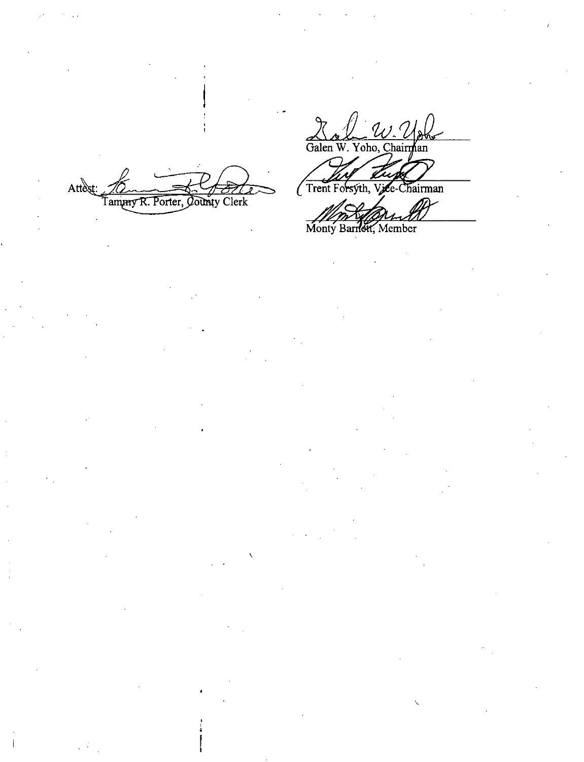Attest: ______________________
Tammy R. Porter, County Clerk

______________________
Galen W. Yoho, Chairman

______________________
Trent Forsyth, Vice-Chairman

______________________
Monty Barnett, Member